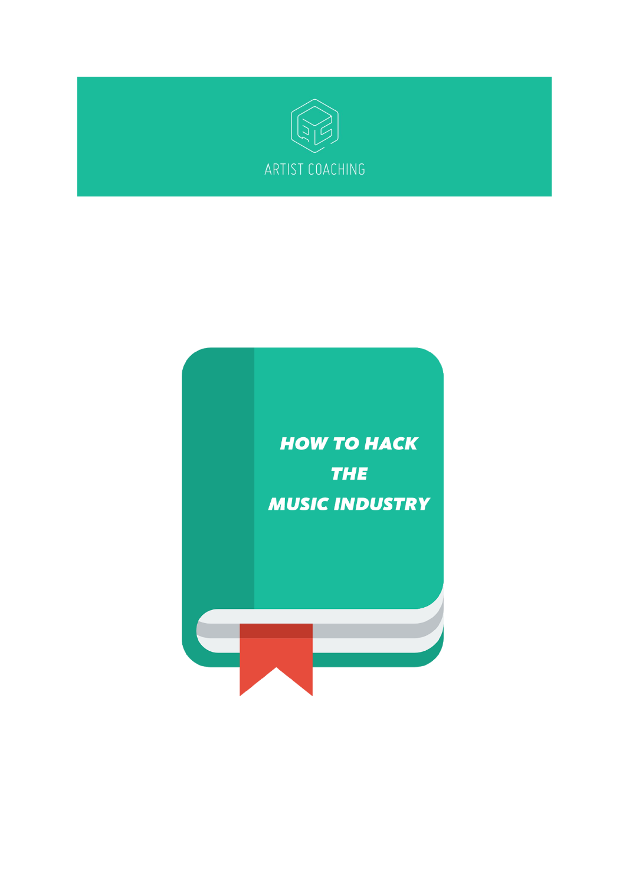ARTIST COACHING

# HOW TO HACK THE MUSIC INDUSTRY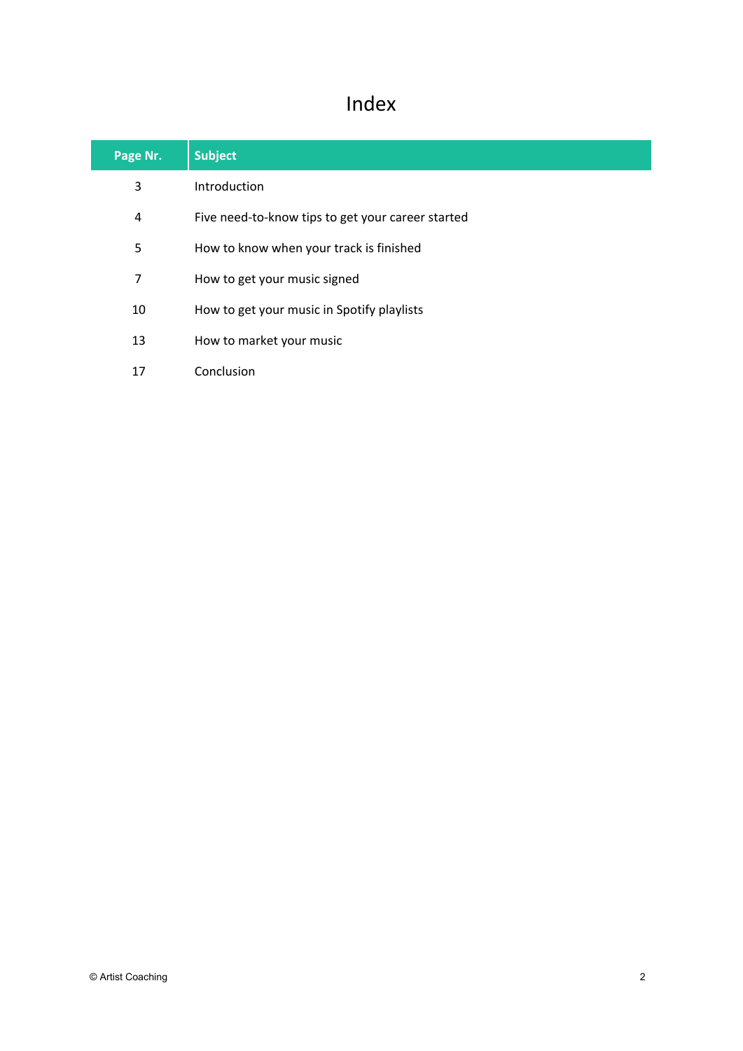# Index

| Page Nr. | Subject |
| --- | --- |
| 3 | Introduction |
| 4 | Five need-to-know tips to get your career started |
| 5 | How to know when your track is finished |
| 7 | How to get your music signed |
| 10 | How to get your music in Spotify playlists |
| 13 | How to market your music |
| 17 | Conclusion |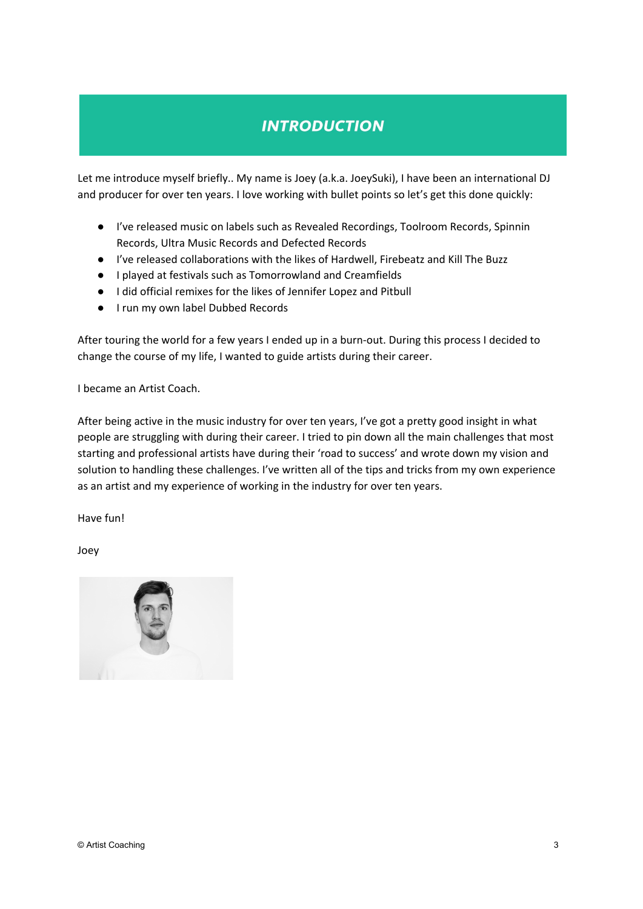# *INTRODUCTION*

Let me introduce myself briefly.. My name is Joey (a.k.a. JoeySuki), I have been an international DJ and producer for over ten years. I love working with bullet points so let's get this done quickly:

- I've released music on labels such as Revealed Recordings, Toolroom Records, Spinnin Records, Ultra Music Records and Defected Records
- I've released collaborations with the likes of Hardwell, Firebeatz and Kill The Buzz
- I played at festivals such as Tomorrowland and Creamfields
- I did official remixes for the likes of Jennifer Lopez and Pitbull
- I run my own label Dubbed Records

After touring the world for a few years I ended up in a burn-out. During this process I decided to change the course of my life, I wanted to guide artists during their career.

I became an Artist Coach.

After being active in the music industry for over ten years, I've got a pretty good insight in what people are struggling with during their career. I tried to pin down all the main challenges that most starting and professional artists have during their 'road to success' and wrote down my vision and solution to handling these challenges. I've written all of the tips and tricks from my own experience as an artist and my experience of working in the industry for over ten years.

Have fun!

Joey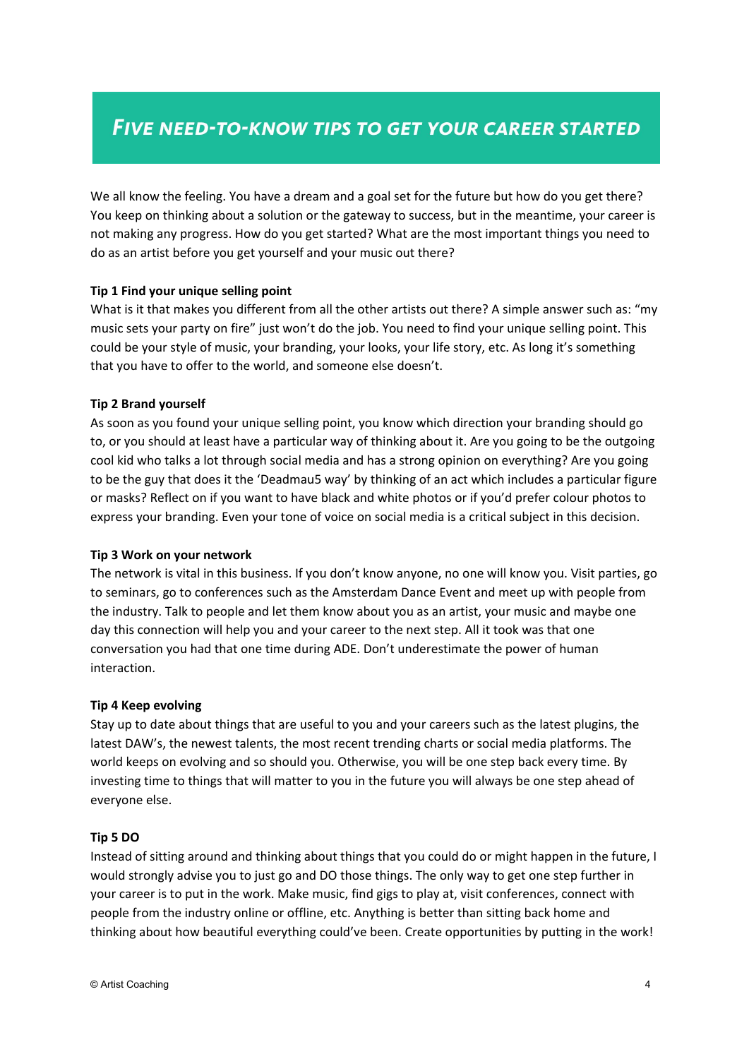## *Five need-to-know tips to get your career started*

We all know the feeling. You have a dream and a goal set for the future but how do you get there? You keep on thinking about a solution or the gateway to success, but in the meantime, your career is not making any progress. How do you get started? What are the most important things you need to do as an artist before you get yourself and your music out there?

**Tip 1 Find your unique selling point**

What is it that makes you different from all the other artists out there? A simple answer such as: "my music sets your party on fire" just won't do the job. You need to find your unique selling point. This could be your style of music, your branding, your looks, your life story, etc. As long it's something that you have to offer to the world, and someone else doesn't.

**Tip 2 Brand yourself**

As soon as you found your unique selling point, you know which direction your branding should go to, or you should at least have a particular way of thinking about it. Are you going to be the outgoing cool kid who talks a lot through social media and has a strong opinion on everything? Are you going to be the guy that does it the 'Deadmau5 way' by thinking of an act which includes a particular figure or masks? Reflect on if you want to have black and white photos or if you'd prefer colour photos to express your branding. Even your tone of voice on social media is a critical subject in this decision.

**Tip 3 Work on your network**

The network is vital in this business. If you don't know anyone, no one will know you. Visit parties, go to seminars, go to conferences such as the Amsterdam Dance Event and meet up with people from the industry. Talk to people and let them know about you as an artist, your music and maybe one day this connection will help you and your career to the next step. All it took was that one conversation you had that one time during ADE. Don't underestimate the power of human interaction.

**Tip 4 Keep evolving**

Stay up to date about things that are useful to you and your careers such as the latest plugins, the latest DAW's, the newest talents, the most recent trending charts or social media platforms. The world keeps on evolving and so should you. Otherwise, you will be one step back every time. By investing time to things that will matter to you in the future you will always be one step ahead of everyone else.

**Tip 5 DO**

Instead of sitting around and thinking about things that you could do or might happen in the future, I would strongly advise you to just go and DO those things. The only way to get one step further in your career is to put in the work. Make music, find gigs to play at, visit conferences, connect with people from the industry online or offline, etc. Anything is better than sitting back home and thinking about how beautiful everything could've been. Create opportunities by putting in the work!

© Artist Coaching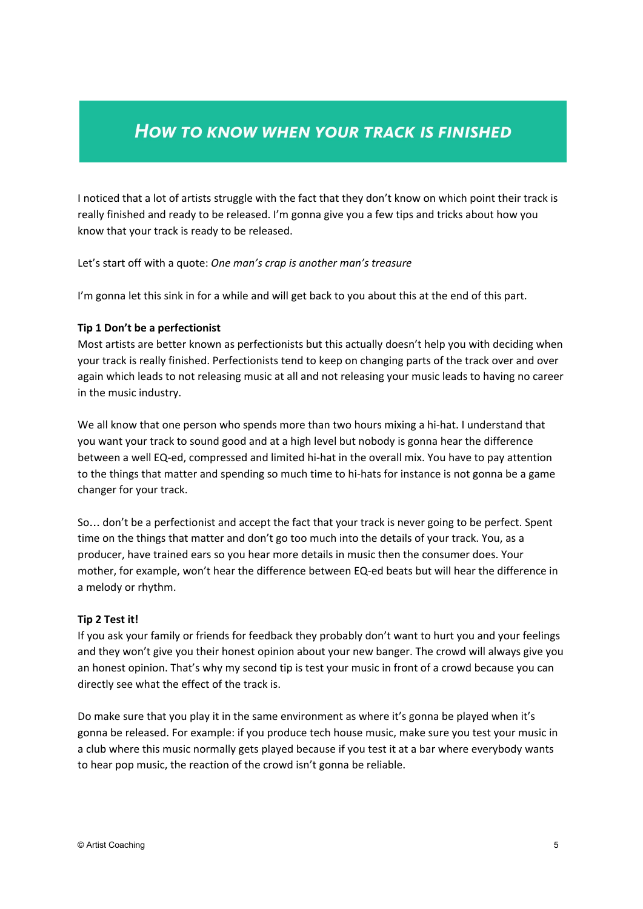# *How to know when your track is finished*

I noticed that a lot of artists struggle with the fact that they don't know on which point their track is really finished and ready to be released. I'm gonna give you a few tips and tricks about how you know that your track is ready to be released.

Let's start off with a quote: *One man's crap is another man's treasure*

I'm gonna let this sink in for a while and will get back to you about this at the end of this part.

**Tip 1 Don't be a perfectionist**

Most artists are better known as perfectionists but this actually doesn't help you with deciding when your track is really finished. Perfectionists tend to keep on changing parts of the track over and over again which leads to not releasing music at all and not releasing your music leads to having no career in the music industry.

We all know that one person who spends more than two hours mixing a hi-hat. I understand that you want your track to sound good and at a high level but nobody is gonna hear the difference between a well EQ-ed, compressed and limited hi-hat in the overall mix. You have to pay attention to the things that matter and spending so much time to hi-hats for instance is not gonna be a game changer for your track.

So… don't be a perfectionist and accept the fact that your track is never going to be perfect. Spent time on the things that matter and don't go too much into the details of your track. You, as a producer, have trained ears so you hear more details in music then the consumer does. Your mother, for example, won't hear the difference between EQ-ed beats but will hear the difference in a melody or rhythm.

**Tip 2 Test it!**

If you ask your family or friends for feedback they probably don't want to hurt you and your feelings and they won't give you their honest opinion about your new banger. The crowd will always give you an honest opinion. That's why my second tip is test your music in front of a crowd because you can directly see what the effect of the track is.

Do make sure that you play it in the same environment as where it's gonna be played when it's gonna be released. For example: if you produce tech house music, make sure you test your music in a club where this music normally gets played because if you test it at a bar where everybody wants to hear pop music, the reaction of the crowd isn't gonna be reliable.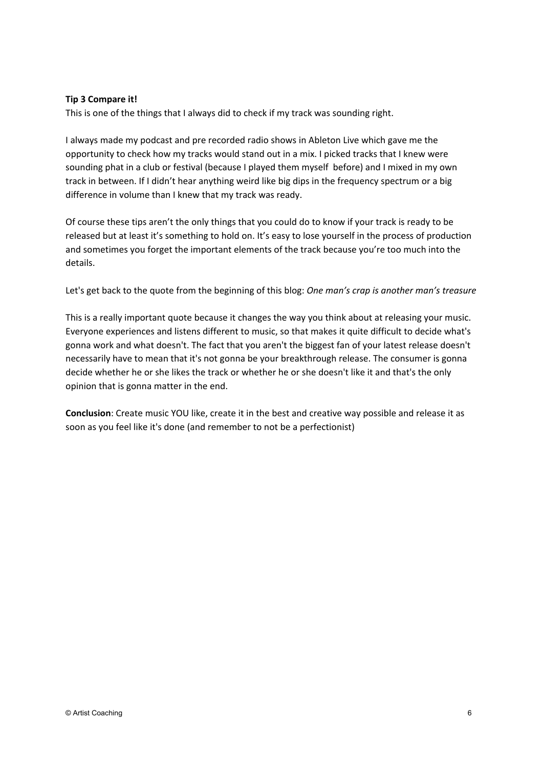**Tip 3 Compare it!**

This is one of the things that I always did to check if my track was sounding right.

I always made my podcast and pre recorded radio shows in Ableton Live which gave me the opportunity to check how my tracks would stand out in a mix. I picked tracks that I knew were sounding phat in a club or festival (because I played them myself before) and I mixed in my own track in between. If I didn't hear anything weird like big dips in the frequency spectrum or a big difference in volume than I knew that my track was ready.

Of course these tips aren't the only things that you could do to know if your track is ready to be released but at least it's something to hold on. It's easy to lose yourself in the process of production and sometimes you forget the important elements of the track because you're too much into the details.

Let's get back to the quote from the beginning of this blog: *One man's crap is another man's treasure*

This is a really important quote because it changes the way you think about at releasing your music. Everyone experiences and listens different to music, so that makes it quite difficult to decide what's gonna work and what doesn't. The fact that you aren't the biggest fan of your latest release doesn't necessarily have to mean that it's not gonna be your breakthrough release. The consumer is gonna decide whether he or she likes the track or whether he or she doesn't like it and that's the only opinion that is gonna matter in the end.

**Conclusion**: Create music YOU like, create it in the best and creative way possible and release it as soon as you feel like it's done (and remember to not be a perfectionist)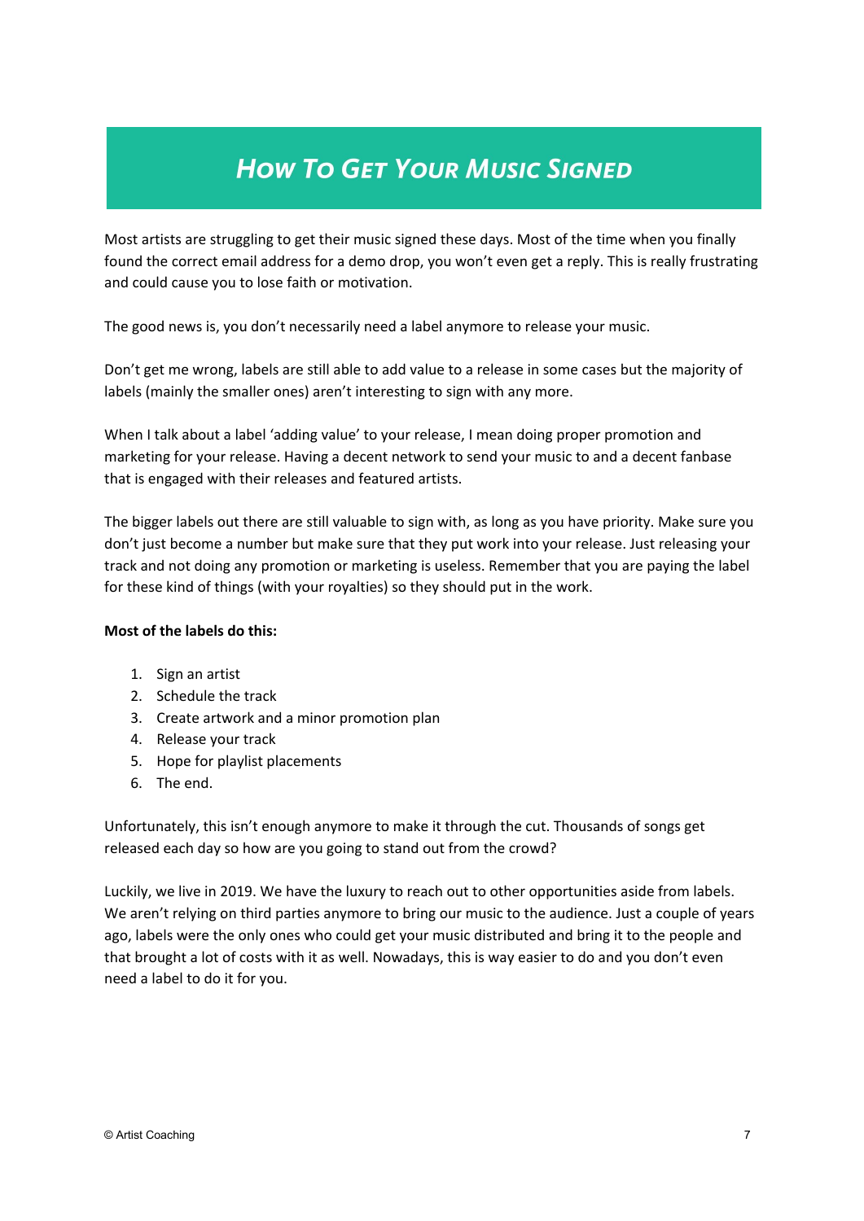# How To Get Your Music Signed

Most artists are struggling to get their music signed these days. Most of the time when you finally found the correct email address for a demo drop, you won't even get a reply. This is really frustrating and could cause you to lose faith or motivation.

The good news is, you don't necessarily need a label anymore to release your music.

Don't get me wrong, labels are still able to add value to a release in some cases but the majority of labels (mainly the smaller ones) aren't interesting to sign with any more.

When I talk about a label 'adding value' to your release, I mean doing proper promotion and marketing for your release. Having a decent network to send your music to and a decent fanbase that is engaged with their releases and featured artists.

The bigger labels out there are still valuable to sign with, as long as you have priority. Make sure you don't just become a number but make sure that they put work into your release. Just releasing your track and not doing any promotion or marketing is useless. Remember that you are paying the label for these kind of things (with your royalties) so they should put in the work.

**Most of the labels do this:**

1. Sign an artist
2. Schedule the track
3. Create artwork and a minor promotion plan
4. Release your track
5. Hope for playlist placements
6. The end.

Unfortunately, this isn't enough anymore to make it through the cut. Thousands of songs get released each day so how are you going to stand out from the crowd?

Luckily, we live in 2019. We have the luxury to reach out to other opportunities aside from labels. We aren't relying on third parties anymore to bring our music to the audience. Just a couple of years ago, labels were the only ones who could get your music distributed and bring it to the people and that brought a lot of costs with it as well. Nowadays, this is way easier to do and you don't even need a label to do it for you.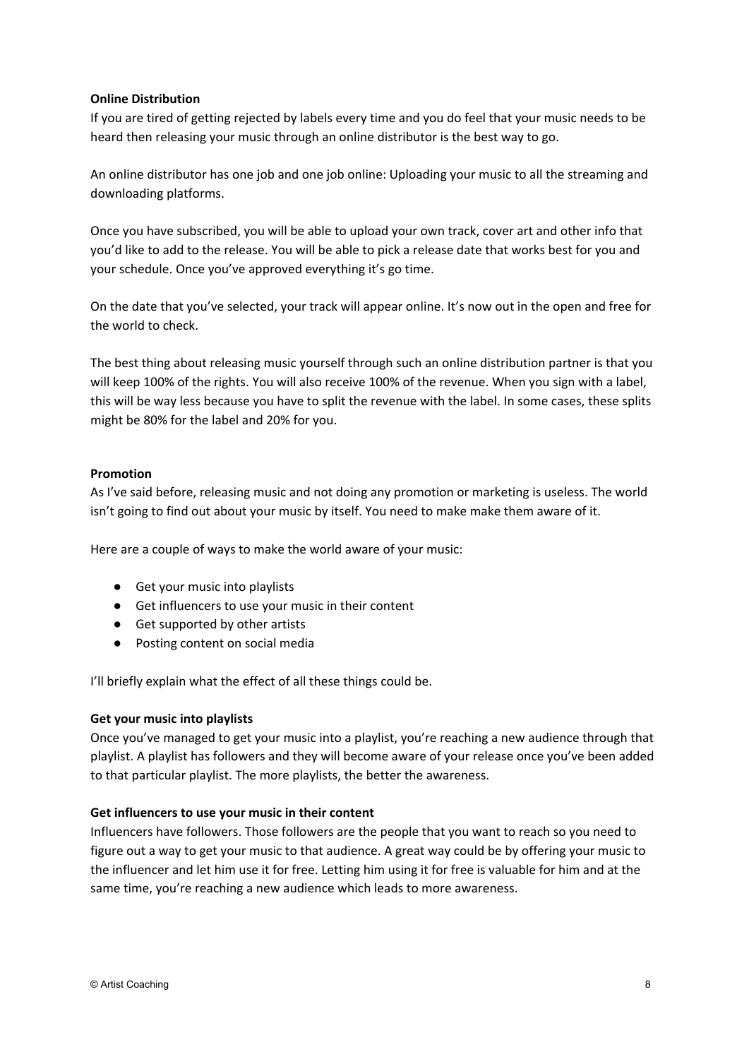**Online Distribution**

If you are tired of getting rejected by labels every time and you do feel that your music needs to be heard then releasing your music through an online distributor is the best way to go.

An online distributor has one job and one job online: Uploading your music to all the streaming and downloading platforms.

Once you have subscribed, you will be able to upload your own track, cover art and other info that you'd like to add to the release. You will be able to pick a release date that works best for you and your schedule. Once you've approved everything it's go time.

On the date that you've selected, your track will appear online. It's now out in the open and free for the world to check.

The best thing about releasing music yourself through such an online distribution partner is that you will keep 100% of the rights. You will also receive 100% of the revenue. When you sign with a label, this will be way less because you have to split the revenue with the label. In some cases, these splits might be 80% for the label and 20% for you.

**Promotion**

As I've said before, releasing music and not doing any promotion or marketing is useless. The world isn't going to find out about your music by itself. You need to make make them aware of it.

Here are a couple of ways to make the world aware of your music:

- Get your music into playlists
- Get influencers to use your music in their content
- Get supported by other artists
- Posting content on social media

I'll briefly explain what the effect of all these things could be.

**Get your music into playlists**

Once you've managed to get your music into a playlist, you're reaching a new audience through that playlist. A playlist has followers and they will become aware of your release once you've been added to that particular playlist. The more playlists, the better the awareness.

**Get influencers to use your music in their content**

Influencers have followers. Those followers are the people that you want to reach so you need to figure out a way to get your music to that audience. A great way could be by offering your music to the influencer and let him use it for free. Letting him using it for free is valuable for him and at the same time, you're reaching a new audience which leads to more awareness.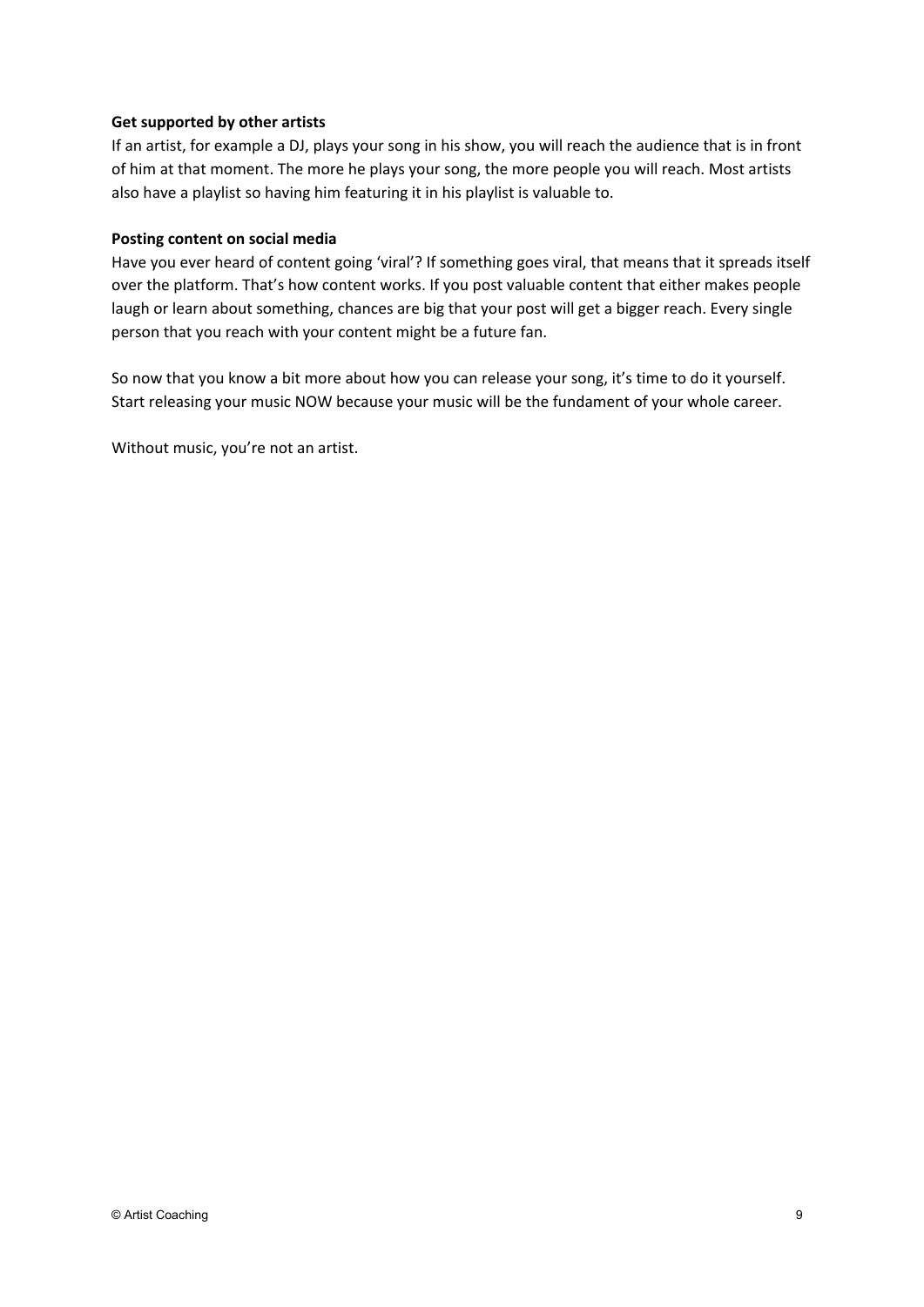**Get supported by other artists**

If an artist, for example a DJ, plays your song in his show, you will reach the audience that is in front of him at that moment. The more he plays your song, the more people you will reach. Most artists also have a playlist so having him featuring it in his playlist is valuable to.

**Posting content on social media**

Have you ever heard of content going 'viral'? If something goes viral, that means that it spreads itself over the platform. That's how content works. If you post valuable content that either makes people laugh or learn about something, chances are big that your post will get a bigger reach. Every single person that you reach with your content might be a future fan.

So now that you know a bit more about how you can release your song, it's time to do it yourself. Start releasing your music NOW because your music will be the fundament of your whole career.

Without music, you're not an artist.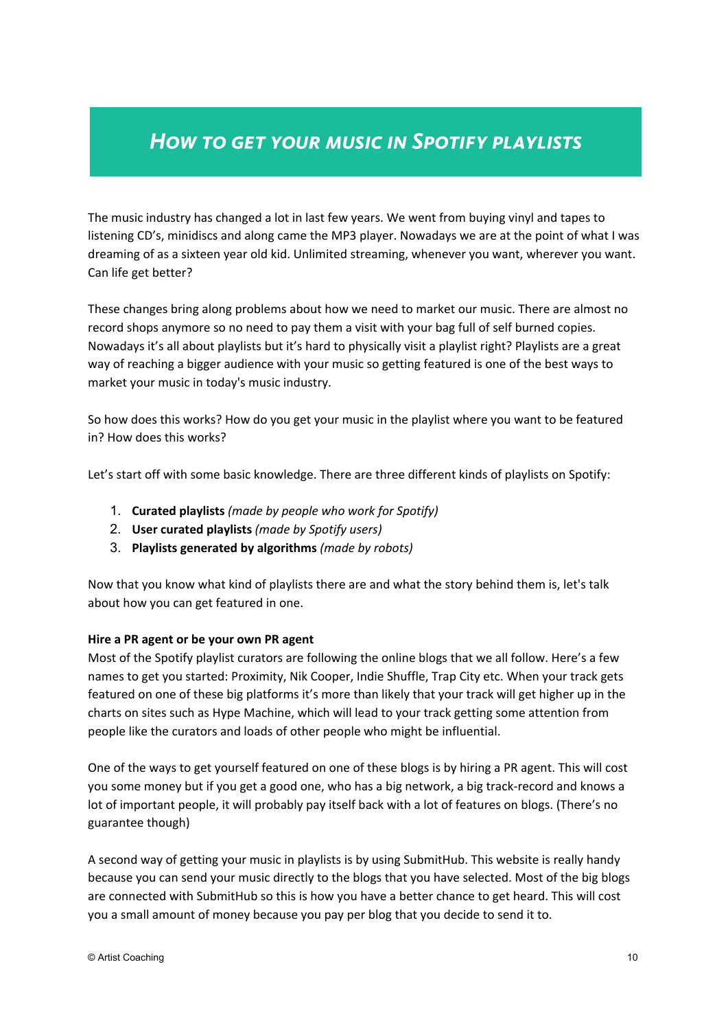## *How to get your music in Spotify playlists*

The music industry has changed a lot in last few years. We went from buying vinyl and tapes to listening CD's, minidiscs and along came the MP3 player. Nowadays we are at the point of what I was dreaming of as a sixteen year old kid. Unlimited streaming, whenever you want, wherever you want. Can life get better?

These changes bring along problems about how we need to market our music. There are almost no record shops anymore so no need to pay them a visit with your bag full of self burned copies. Nowadays it's all about playlists but it's hard to physically visit a playlist right? Playlists are a great way of reaching a bigger audience with your music so getting featured is one of the best ways to market your music in today's music industry.

So how does this works? How do you get your music in the playlist where you want to be featured in? How does this works?

Let's start off with some basic knowledge. There are three different kinds of playlists on Spotify:

1. **Curated playlists** *(made by people who work for Spotify)*
2. **User curated playlists** *(made by Spotify users)*
3. **Playlists generated by algorithms** *(made by robots)*

Now that you know what kind of playlists there are and what the story behind them is, let's talk about how you can get featured in one.

**Hire a PR agent or be your own PR agent**
Most of the Spotify playlist curators are following the online blogs that we all follow. Here's a few names to get you started: Proximity, Nik Cooper, Indie Shuffle, Trap City etc. When your track gets featured on one of these big platforms it's more than likely that your track will get higher up in the charts on sites such as Hype Machine, which will lead to your track getting some attention from people like the curators and loads of other people who might be influential.

One of the ways to get yourself featured on one of these blogs is by hiring a PR agent. This will cost you some money but if you get a good one, who has a big network, a big track-record and knows a lot of important people, it will probably pay itself back with a lot of features on blogs. (There's no guarantee though)

A second way of getting your music in playlists is by using SubmitHub. This website is really handy because you can send your music directly to the blogs that you have selected. Most of the big blogs are connected with SubmitHub so this is how you have a better chance to get heard. This will cost you a small amount of money because you pay per blog that you decide to send it to.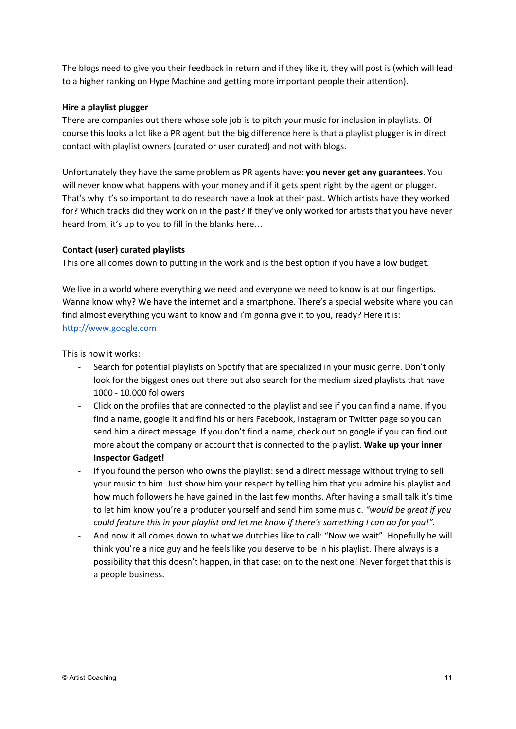The blogs need to give you their feedback in return and if they like it, they will post is (which will lead to a higher ranking on Hype Machine and getting more important people their attention).

**Hire a playlist plugger**

There are companies out there whose sole job is to pitch your music for inclusion in playlists. Of course this looks a lot like a PR agent but the big difference here is that a playlist plugger is in direct contact with playlist owners (curated or user curated) and not with blogs.

Unfortunately they have the same problem as PR agents have: **you never get any guarantees**. You will never know what happens with your money and if it gets spent right by the agent or plugger. That's why it's so important to do research have a look at their past. Which artists have they worked for? Which tracks did they work on in the past? If they've only worked for artists that you have never heard from, it's up to you to fill in the blanks here…

**Contact (user) curated playlists**

This one all comes down to putting in the work and is the best option if you have a low budget.

We live in a world where everything we need and everyone we need to know is at our fingertips. Wanna know why? We have the internet and a smartphone. There's a special website where you can find almost everything you want to know and i'm gonna give it to you, ready? Here it is: [http://www.google.com](http://www.google.com)

This is how it works:

- Search for potential playlists on Spotify that are specialized in your music genre. Don't only look for the biggest ones out there but also search for the medium sized playlists that have 1000 - 10.000 followers
- Click on the profiles that are connected to the playlist and see if you can find a name. If you find a name, google it and find his or hers Facebook, Instagram or Twitter page so you can send him a direct message. If you don't find a name, check out on google if you can find out more about the company or account that is connected to the playlist. **Wake up your inner Inspector Gadget!**
- If you found the person who owns the playlist: send a direct message without trying to sell your music to him. Just show him your respect by telling him that you admire his playlist and how much followers he have gained in the last few months. After having a small talk it's time to let him know you're a producer yourself and send him some music. *"would be great if you could feature this in your playlist and let me know if there's something I can do for you!".*
- And now it all comes down to what we dutchies like to call: "Now we wait". Hopefully he will think you're a nice guy and he feels like you deserve to be in his playlist. There always is a possibility that this doesn't happen, in that case: on to the next one! Never forget that this is a people business.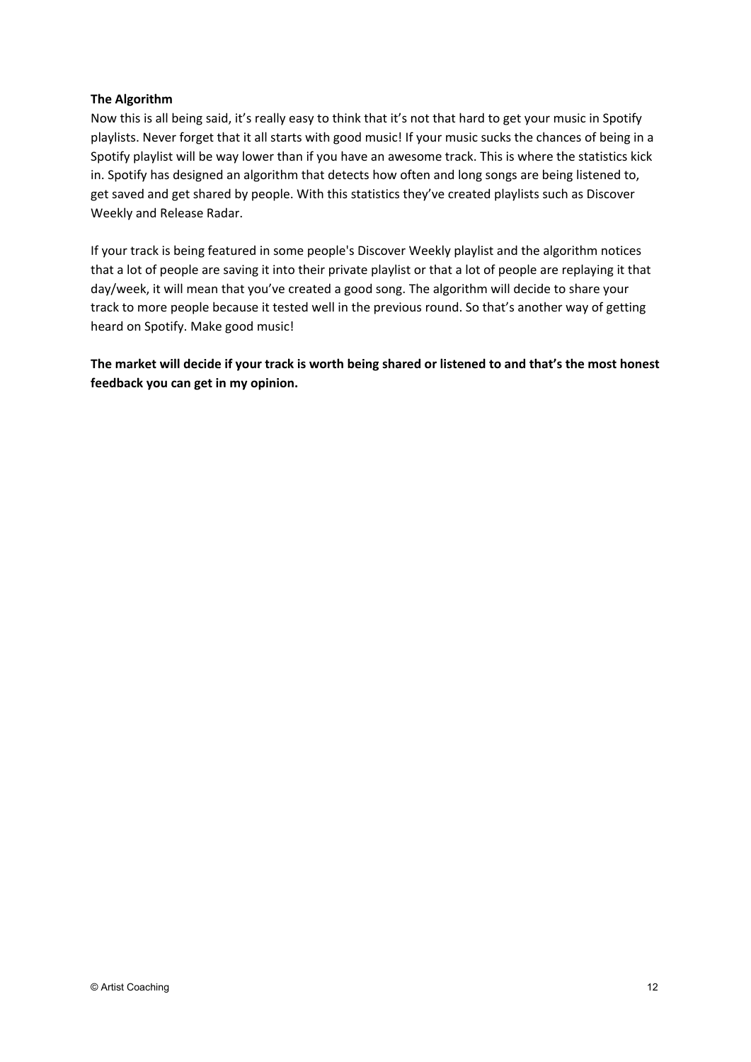**The Algorithm**

Now this is all being said, it's really easy to think that it's not that hard to get your music in Spotify playlists. Never forget that it all starts with good music! If your music sucks the chances of being in a Spotify playlist will be way lower than if you have an awesome track. This is where the statistics kick in. Spotify has designed an algorithm that detects how often and long songs are being listened to, get saved and get shared by people. With this statistics they've created playlists such as Discover Weekly and Release Radar.

If your track is being featured in some people's Discover Weekly playlist and the algorithm notices that a lot of people are saving it into their private playlist or that a lot of people are replaying it that day/week, it will mean that you've created a good song. The algorithm will decide to share your track to more people because it tested well in the previous round. So that's another way of getting heard on Spotify. Make good music!

**The market will decide if your track is worth being shared or listened to and that's the most honest feedback you can get in my opinion.**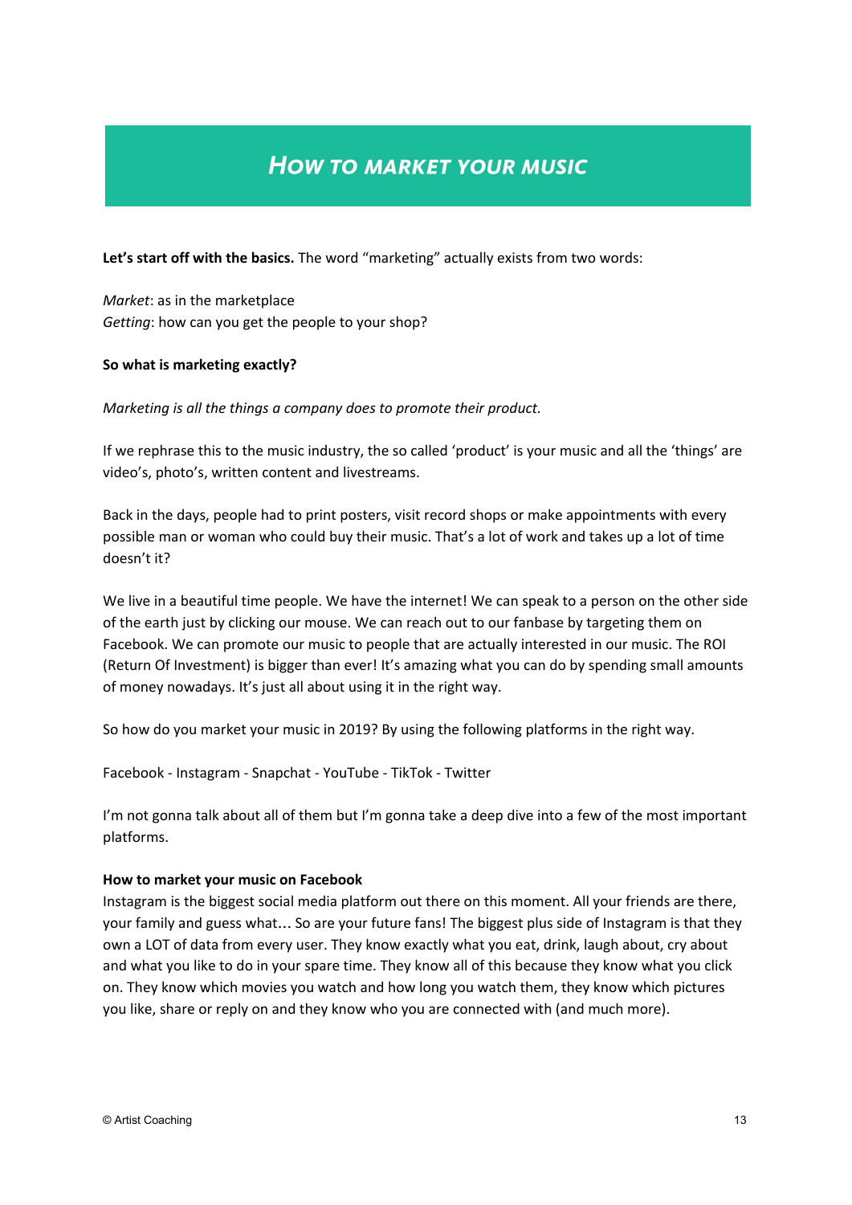## *How to market your music*

**Let's start off with the basics.** The word "marketing" actually exists from two words:

*Market*: as in the marketplace
*Getting*: how can you get the people to your shop?

**So what is marketing exactly?**

*Marketing is all the things a company does to promote their product.*

If we rephrase this to the music industry, the so called 'product' is your music and all the 'things' are video's, photo's, written content and livestreams.

Back in the days, people had to print posters, visit record shops or make appointments with every possible man or woman who could buy their music. That's a lot of work and takes up a lot of time doesn't it?

We live in a beautiful time people. We have the internet! We can speak to a person on the other side of the earth just by clicking our mouse. We can reach out to our fanbase by targeting them on Facebook. We can promote our music to people that are actually interested in our music. The ROI (Return Of Investment) is bigger than ever! It's amazing what you can do by spending small amounts of money nowadays. It's just all about using it in the right way.

So how do you market your music in 2019? By using the following platforms in the right way.

Facebook - Instagram - Snapchat - YouTube - TikTok - Twitter

I'm not gonna talk about all of them but I'm gonna take a deep dive into a few of the most important platforms.

**How to market your music on Facebook**
Instagram is the biggest social media platform out there on this moment. All your friends are there, your family and guess what… So are your future fans! The biggest plus side of Instagram is that they own a LOT of data from every user. They know exactly what you eat, drink, laugh about, cry about and what you like to do in your spare time. They know all of this because they know what you click on. They know which movies you watch and how long you watch them, they know which pictures you like, share or reply on and they know who you are connected with (and much more).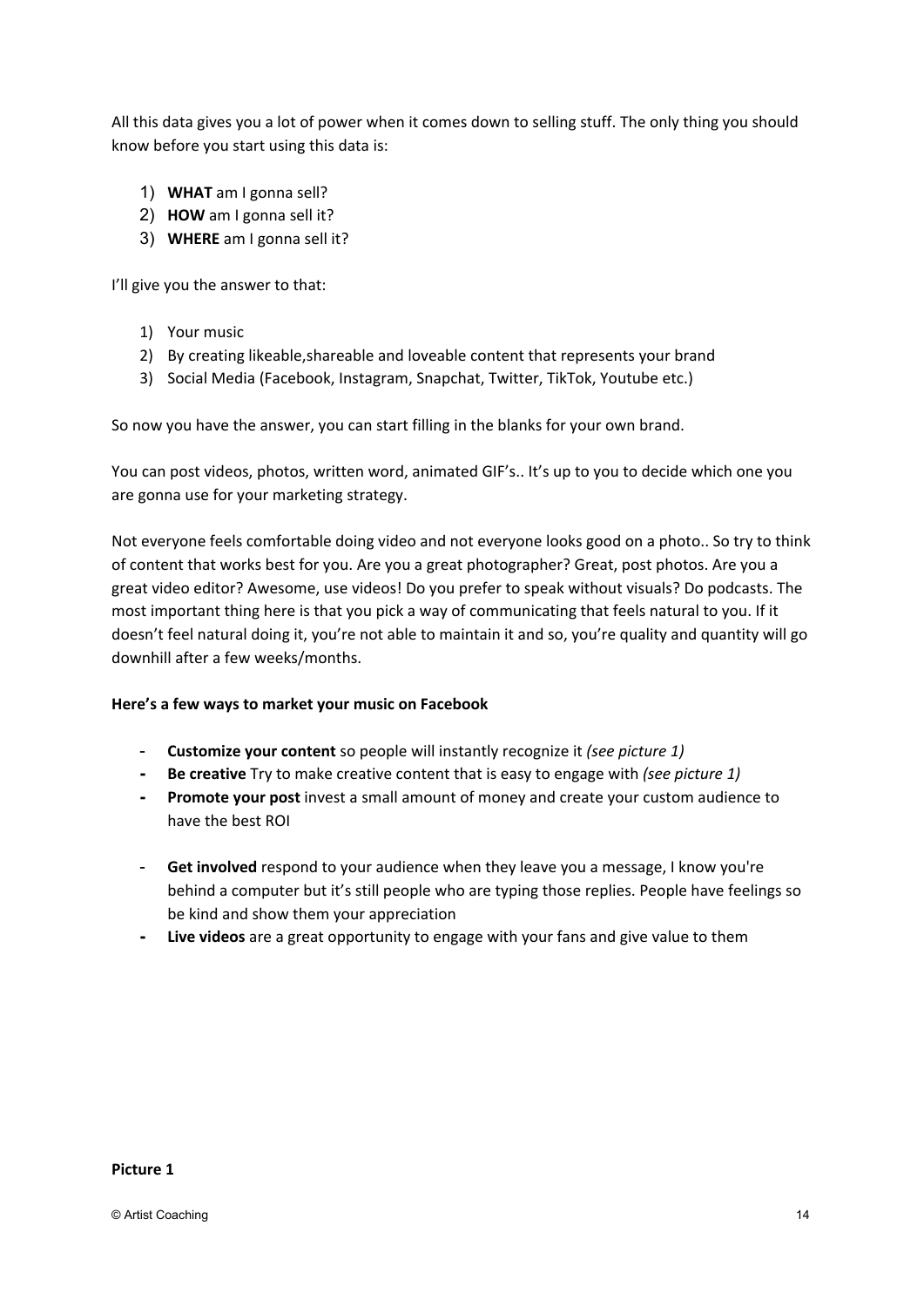All this data gives you a lot of power when it comes down to selling stuff. The only thing you should know before you start using this data is:

1) **WHAT** am I gonna sell?
2) **HOW** am I gonna sell it?
3) **WHERE** am I gonna sell it?

I'll give you the answer to that:

1) Your music
2) By creating likeable,shareable and loveable content that represents your brand
3) Social Media (Facebook, Instagram, Snapchat, Twitter, TikTok, Youtube etc.)

So now you have the answer, you can start filling in the blanks for your own brand.

You can post videos, photos, written word, animated GIF's.. It's up to you to decide which one you are gonna use for your marketing strategy.

Not everyone feels comfortable doing video and not everyone looks good on a photo.. So try to think of content that works best for you. Are you a great photographer? Great, post photos. Are you a great video editor? Awesome, use videos! Do you prefer to speak without visuals? Do podcasts. The most important thing here is that you pick a way of communicating that feels natural to you. If it doesn't feel natural doing it, you're not able to maintain it and so, you're quality and quantity will go downhill after a few weeks/months.

**Here's a few ways to market your music on Facebook**

- **Customize your content** so people will instantly recognize it *(see picture 1)*
- **Be creative** Try to make creative content that is easy to engage with *(see picture 1)*
- **Promote your post** invest a small amount of money and create your custom audience to have the best ROI
- **Get involved** respond to your audience when they leave you a message, I know you're behind a computer but it's still people who are typing those replies. People have feelings so be kind and show them your appreciation
- **Live videos** are a great opportunity to engage with your fans and give value to them

**Picture 1**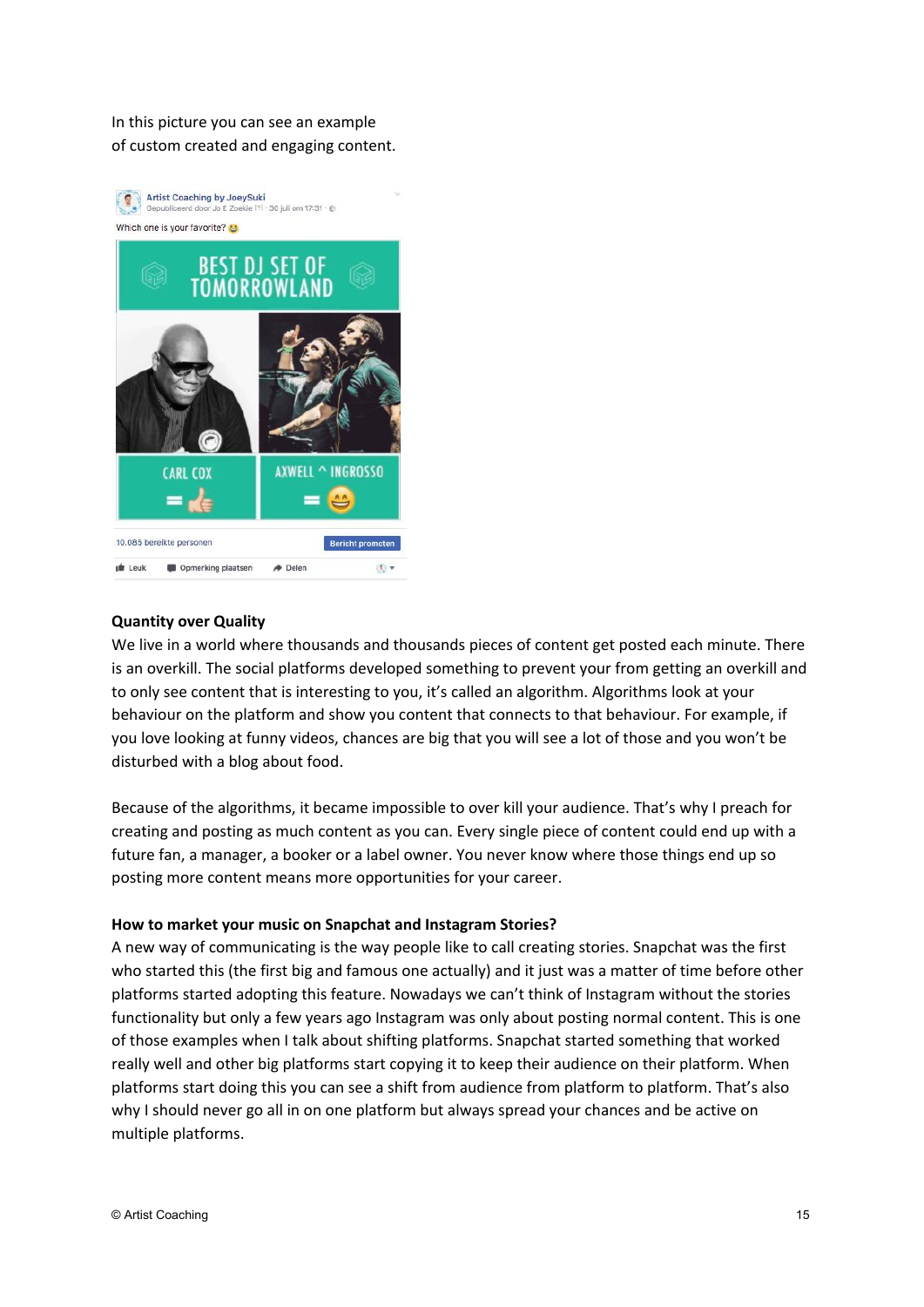In this picture you can see an example of custom created and engaging content.

**Quantity over Quality**

We live in a world where thousands and thousands pieces of content get posted each minute. There is an overkill. The social platforms developed something to prevent your from getting an overkill and to only see content that is interesting to you, it's called an algorithm. Algorithms look at your behaviour on the platform and show you content that connects to that behaviour. For example, if you love looking at funny videos, chances are big that you will see a lot of those and you won't be disturbed with a blog about food.

Because of the algorithms, it became impossible to over kill your audience. That's why I preach for creating and posting as much content as you can. Every single piece of content could end up with a future fan, a manager, a booker or a label owner. You never know where those things end up so posting more content means more opportunities for your career.

**How to market your music on Snapchat and Instagram Stories?**

A new way of communicating is the way people like to call creating stories. Snapchat was the first who started this (the first big and famous one actually) and it just was a matter of time before other platforms started adopting this feature. Nowadays we can't think of Instagram without the stories functionality but only a few years ago Instagram was only about posting normal content. This is one of those examples when I talk about shifting platforms. Snapchat started something that worked really well and other big platforms start copying it to keep their audience on their platform. When platforms start doing this you can see a shift from audience from platform to platform. That's also why I should never go all in on one platform but always spread your chances and be active on multiple platforms.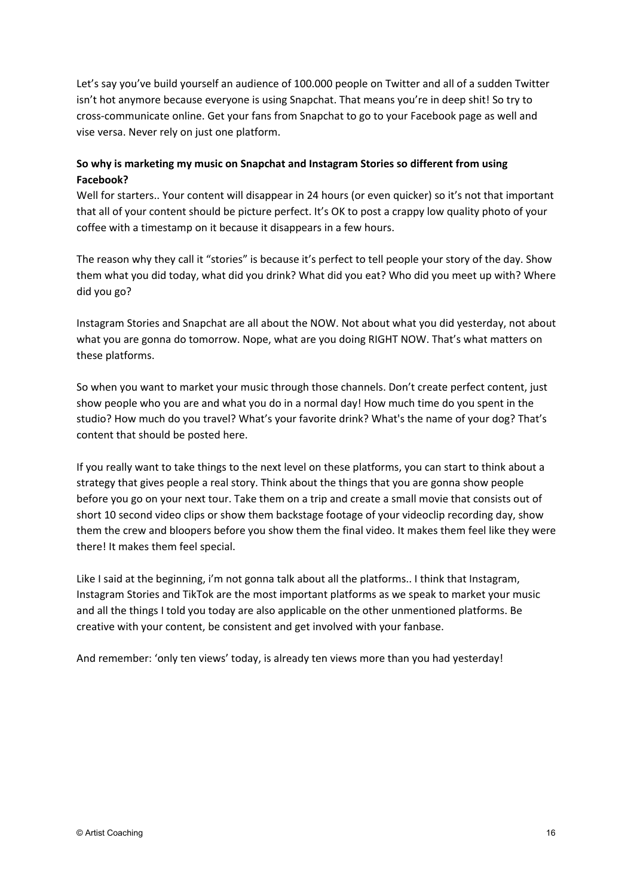Let's say you've build yourself an audience of 100.000 people on Twitter and all of a sudden Twitter isn't hot anymore because everyone is using Snapchat. That means you're in deep shit! So try to cross-communicate online. Get your fans from Snapchat to go to your Facebook page as well and vise versa. Never rely on just one platform.

**So why is marketing my music on Snapchat and Instagram Stories so different from using Facebook?**

Well for starters.. Your content will disappear in 24 hours (or even quicker) so it's not that important that all of your content should be picture perfect. It's OK to post a crappy low quality photo of your coffee with a timestamp on it because it disappears in a few hours.

The reason why they call it "stories" is because it's perfect to tell people your story of the day. Show them what you did today, what did you drink? What did you eat? Who did you meet up with? Where did you go?

Instagram Stories and Snapchat are all about the NOW. Not about what you did yesterday, not about what you are gonna do tomorrow. Nope, what are you doing RIGHT NOW. That's what matters on these platforms.

So when you want to market your music through those channels. Don't create perfect content, just show people who you are and what you do in a normal day! How much time do you spent in the studio? How much do you travel? What's your favorite drink? What's the name of your dog? That's content that should be posted here.

If you really want to take things to the next level on these platforms, you can start to think about a strategy that gives people a real story. Think about the things that you are gonna show people before you go on your next tour. Take them on a trip and create a small movie that consists out of short 10 second video clips or show them backstage footage of your videoclip recording day, show them the crew and bloopers before you show them the final video. It makes them feel like they were there! It makes them feel special.

Like I said at the beginning, i'm not gonna talk about all the platforms.. I think that Instagram, Instagram Stories and TikTok are the most important platforms as we speak to market your music and all the things I told you today are also applicable on the other unmentioned platforms. Be creative with your content, be consistent and get involved with your fanbase.

And remember: 'only ten views' today, is already ten views more than you had yesterday!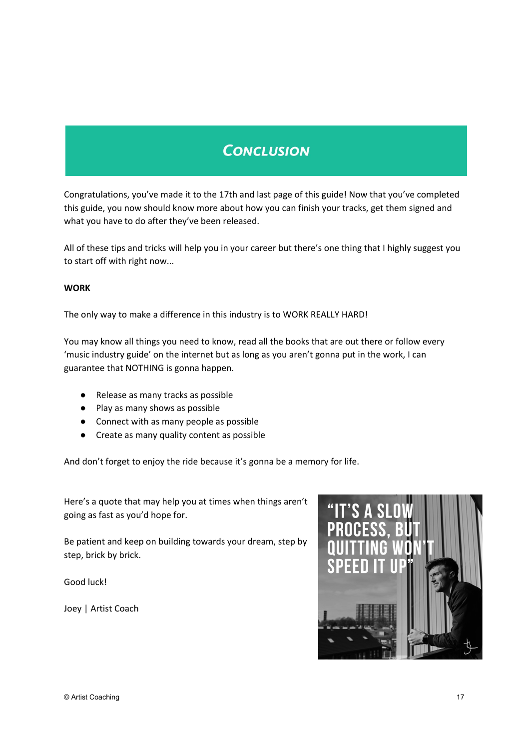# Conclusion

Congratulations, you've made it to the 17th and last page of this guide! Now that you've completed this guide, you now should know more about how you can finish your tracks, get them signed and what you have to do after they've been released.

All of these tips and tricks will help you in your career but there's one thing that I highly suggest you to start off with right now...

**WORK**

The only way to make a difference in this industry is to WORK REALLY HARD!

You may know all things you need to know, read all the books that are out there or follow every 'music industry guide' on the internet but as long as you aren't gonna put in the work, I can guarantee that NOTHING is gonna happen.

- Release as many tracks as possible
- Play as many shows as possible
- Connect with as many people as possible
- Create as many quality content as possible

And don't forget to enjoy the ride because it's gonna be a memory for life.

Here's a quote that may help you at times when things aren't going as fast as you'd hope for.

"IT'S A SLOW PROCESS, BUT QUITTING WON'T SPEED IT UP"

Be patient and keep on building towards your dream, step by step, brick by brick.

Good luck!

Joey | Artist Coach

© Artist Coaching